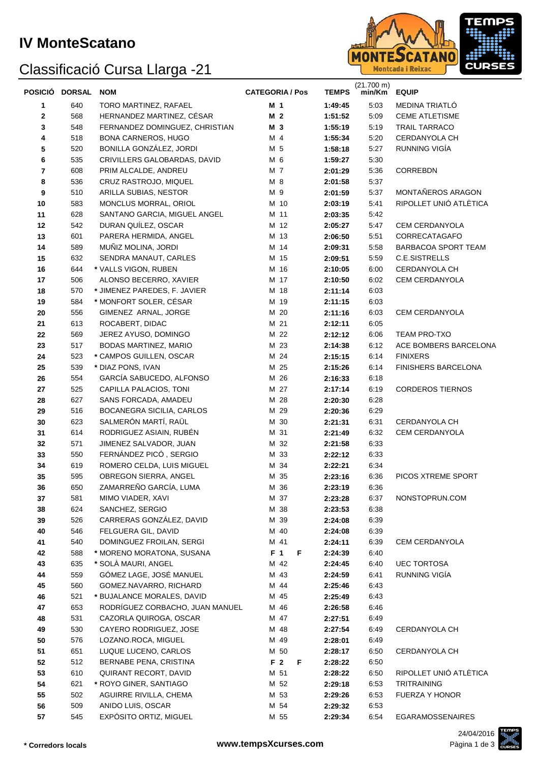# IV MonteScatano

## Classificació Cursa Llarga -21

| POSICIÓ | DORSAL | NOM | CATEGORIA / Pos | | TEMPS | (21.700 m) min/Km | EQUIP |
|---|---|---|---|---|---|---|---|
| 1 | 640 | TORO MARTINEZ, RAFAEL | **M 1** | | **1:49:45** | 5:03 | MEDINA TRIATLÓ |
| 2 | 568 | HERNANDEZ MARTINEZ, CÉSAR | **M 2** | | **1:51:52** | 5:09 | CEME ATLETISME |
| 3 | 548 | FERNANDEZ DOMINGUEZ, CHRISTIAN | **M 3** | | **1:55:19** | 5:19 | TRAIL TARRACO |
| 4 | 518 | BONA CARNEROS, HUGO | M 4 | | **1:55:34** | 5:20 | CERDANYOLA CH |
| 5 | 520 | BONILLA GONZÁLEZ, JORDI | M 5 | | **1:58:18** | 5:27 | RUNNING VIGÍA |
| 6 | 535 | CRIVILLERS GALOBARDAS, DAVID | M 6 | | **1:59:27** | 5:30 | |
| 7 | 608 | PRIM ALCALDE, ANDREU | M 7 | | **2:01:29** | 5:36 | CORREBDN |
| 8 | 536 | CRUZ RASTROJO, MIQUEL | M 8 | | **2:01:58** | 5:37 | |
| 9 | 510 | ARILLA SUBIAS, NESTOR | M 9 | | **2:01:59** | 5:37 | MONTAÑEROS ARAGON |
| 10 | 583 | MONCLUS MORRAL, ORIOL | M 10 | | **2:03:19** | 5:41 | RIPOLLET UNIÓ ATLÈTICA |
| 11 | 628 | SANTANO GARCIA, MIGUEL ANGEL | M 11 | | **2:03:35** | 5:42 | |
| 12 | 542 | DURAN QUÍLEZ, OSCAR | M 12 | | **2:05:27** | 5:47 | CEM CERDANYOLA |
| 13 | 601 | PARERA HERMIDA, ANGEL | M 13 | | **2:06:50** | 5:51 | CORRECATAGAFO |
| 14 | 589 | MUÑIZ MOLINA, JORDI | M 14 | | **2:09:31** | 5:58 | BARBACOA SPORT TEAM |
| 15 | 632 | SENDRA MANAUT, CARLES | M 15 | | **2:09:51** | 5:59 | C.E.SISTRELLS |
| 16 | 644 | * VALLS VIGON, RUBEN | M 16 | | **2:10:05** | 6:00 | CERDANYOLA CH |
| 17 | 506 | ALONSO BECERRO, XAVIER | M 17 | | **2:10:50** | 6:02 | CEM CERDANYOLA |
| 18 | 570 | * JIMENEZ PAREDES, F. JAVIER | M 18 | | **2:11:14** | 6:03 | |
| 19 | 584 | * MONFORT SOLER, CÉSAR | M 19 | | **2:11:15** | 6:03 | |
| 20 | 556 | GIMENEZ ARNAL, JORGE | M 20 | | **2:11:16** | 6:03 | CEM CERDANYOLA |
| 21 | 613 | ROCABERT, DIDAC | M 21 | | **2:12:11** | 6:05 | |
| 22 | 569 | JEREZ AYUSO, DOMINGO | M 22 | | **2:12:12** | 6:06 | TEAM PRO-TXO |
| 23 | 517 | BODAS MARTINEZ, MARIO | M 23 | | **2:14:38** | 6:12 | ACE BOMBERS BARCELONA |
| 24 | 523 | * CAMPOS GUILLEN, OSCAR | M 24 | | **2:15:15** | 6:14 | FINIXERS |
| 25 | 539 | * DIAZ PONS, IVAN | M 25 | | **2:15:26** | 6:14 | FINISHERS BARCELONA |
| 26 | 554 | GARCÍA SABUCEDO, ALFONSO | M 26 | | **2:16:33** | 6:18 | |
| 27 | 525 | CAPILLA PALACIOS, TONI | M 27 | | **2:17:14** | 6:19 | CORDEROS TIERNOS |
| 28 | 627 | SANS FORCADA, AMADEU | M 28 | | **2:20:30** | 6:28 | |
| 29 | 516 | BOCANEGRA SICILIA, CARLOS | M 29 | | **2:20:36** | 6:29 | |
| 30 | 623 | SALMERÓN MARTÍ, RAÜL | M 30 | | **2:21:31** | 6:31 | CERDANYOLA CH |
| 31 | 614 | RODRIGUEZ ASIAIN, RUBÉN | M 31 | | **2:21:49** | 6:32 | CEM CERDANYOLA |
| 32 | 571 | JIMENEZ SALVADOR, JUAN | M 32 | | **2:21:58** | 6:33 | |
| 33 | 550 | FERNÁNDEZ PICÓ , SERGIO | M 33 | | **2:22:12** | 6:33 | |
| 34 | 619 | ROMERO CELDA, LUIS MIGUEL | M 34 | | **2:22:21** | 6:34 | |
| 35 | 595 | OBREGON SIERRA, ANGEL | M 35 | | **2:23:16** | 6:36 | PICOS XTREME SPORT |
| 36 | 650 | ZAMARREÑO GARCÍA, LUMA | M 36 | | **2:23:19** | 6:36 | |
| 37 | 581 | MIMO VIADER, XAVI | M 37 | | **2:23:28** | 6:37 | NONSTOPRUN.COM |
| 38 | 624 | SANCHEZ, SERGIO | M 38 | | **2:23:53** | 6:38 | |
| 39 | 526 | CARRERAS GONZÁLEZ, DAVID | M 39 | | **2:24:08** | 6:39 | |
| 40 | 546 | FELGUERA GIL, DAVID | M 40 | | **2:24:08** | 6:39 | |
| 41 | 540 | DOMINGUEZ FROILAN, SERGI | M 41 | | **2:24:11** | 6:39 | CEM CERDANYOLA |
| 42 | 588 | * MORENO MORATONA, SUSANA | **F 1** | **F** | **2:24:39** | 6:40 | |
| 43 | 635 | * SOLÀ MAURI, ANGEL | M 42 | | **2:24:45** | 6:40 | UEC TORTOSA |
| 44 | 559 | GÓMEZ LAGE, JOSÉ MANUEL | M 43 | | **2:24:59** | 6:41 | RUNNING VIGÍA |
| 45 | 560 | GOMEZ.NAVARRO, RICHARD | M 44 | | **2:25:46** | 6:43 | |
| 46 | 521 | * BUJALANCE MORALES, DAVID | M 45 | | **2:25:49** | 6:43 | |
| 47 | 653 | RODRÍGUEZ CORBACHO, JUAN MANUEL | M 46 | | **2:26:58** | 6:46 | |
| 48 | 531 | CAZORLA QUIROGA, OSCAR | M 47 | | **2:27:51** | 6:49 | |
| 49 | 530 | CAYERO RODRIGUEZ, JOSE | M 48 | | **2:27:54** | 6:49 | CERDANYOLA CH |
| 50 | 576 | LOZANO.ROCA, MIGUEL | M 49 | | **2:28:01** | 6:49 | |
| 51 | 651 | LUQUE LUCENO, CARLOS | M 50 | | **2:28:17** | 6:50 | CERDANYOLA CH |
| 52 | 512 | BERNABE PENA, CRISTINA | **F 2** | **F** | **2:28:22** | 6:50 | |
| 53 | 610 | QUIRANT RECORT, DAVID | M 51 | | **2:28:22** | 6:50 | RIPOLLET UNIÓ ATLÈTICA |
| 54 | 621 | * ROYO GINER, SANTIAGO | M 52 | | **2:29:18** | 6:53 | TRITRAINING |
| 55 | 502 | AGUIRRE RIVILLA, CHEMA | M 53 | | **2:29:26** | 6:53 | FUERZA Y HONOR |
| 56 | 509 | ANIDO LUIS, OSCAR | M 54 | | **2:29:32** | 6:53 | |
| 57 | 545 | EXPÓSITO ORTIZ, MIGUEL | M 55 | | **2:29:34** | 6:54 | EGARAMOSSENAIRES |

**\* Corredors locals**

**www.tempsXcurses.com**

24/04/2016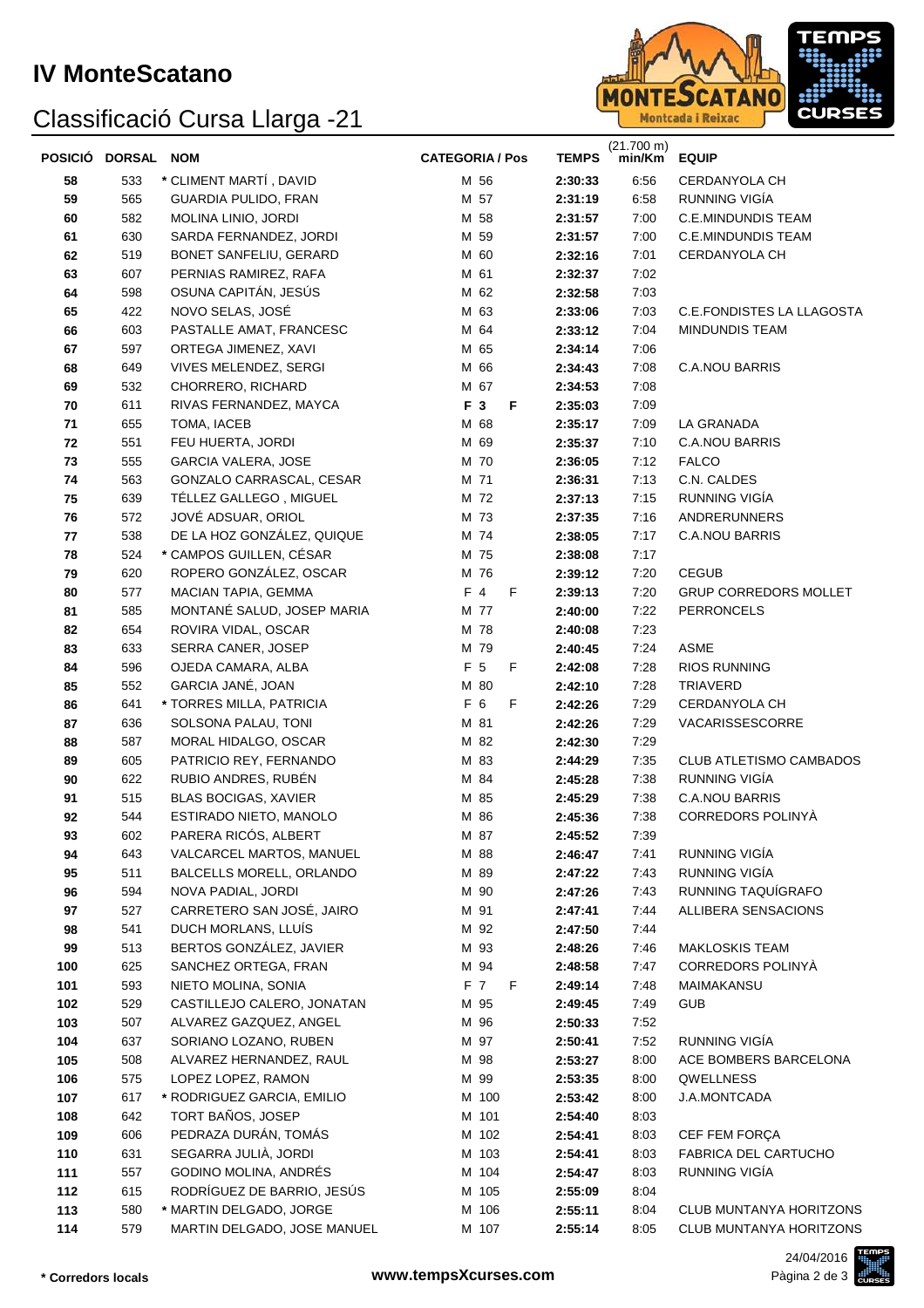# IV MonteScatano

## Classificació Cursa Llarga -21

| POSICIÓ | DORSAL | NOM | CATEGORIA / Pos | | TEMPS | (21.700 m) min/Km | EQUIP |
|---|---|---|---|---|---|---|---|
| 58 | 533 | * CLIMENT MARTÍ , DAVID | M 56 | | 2:30:33 | 6:56 | CERDANYOLA CH |
| 59 | 565 | GUARDIA PULIDO, FRAN | M 57 | | 2:31:19 | 6:58 | RUNNING VIGÍA |
| 60 | 582 | MOLINA LINIO, JORDI | M 58 | | 2:31:57 | 7:00 | C.E.MINDUNDIS TEAM |
| 61 | 630 | SARDA FERNANDEZ, JORDI | M 59 | | 2:31:57 | 7:00 | C.E.MINDUNDIS TEAM |
| 62 | 519 | BONET SANFELIU, GERARD | M 60 | | 2:32:16 | 7:01 | CERDANYOLA CH |
| 63 | 607 | PERNIAS RAMIREZ, RAFA | M 61 | | 2:32:37 | 7:02 | |
| 64 | 598 | OSUNA CAPITÁN, JESÚS | M 62 | | 2:32:58 | 7:03 | |
| 65 | 422 | NOVO SELAS, JOSÉ | M 63 | | 2:33:06 | 7:03 | C.E.FONDISTES LA LLAGOSTA |
| 66 | 603 | PASTALLE AMAT, FRANCESC | M 64 | | 2:33:12 | 7:04 | MINDUNDIS TEAM |
| 67 | 597 | ORTEGA JIMENEZ, XAVI | M 65 | | 2:34:14 | 7:06 | |
| 68 | 649 | VIVES MELENDEZ, SERGI | M 66 | | 2:34:43 | 7:08 | C.A.NOU BARRIS |
| 69 | 532 | CHORRERO, RICHARD | M 67 | | 2:34:53 | 7:08 | |
| 70 | 611 | RIVAS FERNANDEZ, MAYCA | **F 3** | **F** | 2:35:03 | 7:09 | |
| 71 | 655 | TOMA, IACEB | M 68 | | 2:35:17 | 7:09 | LA GRANADA |
| 72 | 551 | FEU HUERTA, JORDI | M 69 | | 2:35:37 | 7:10 | C.A.NOU BARRIS |
| 73 | 555 | GARCIA VALERA, JOSE | M 70 | | 2:36:05 | 7:12 | FALCO |
| 74 | 563 | GONZALO CARRASCAL, CESAR | M 71 | | 2:36:31 | 7:13 | C.N. CALDES |
| 75 | 639 | TÉLLEZ GALLEGO , MIGUEL | M 72 | | 2:37:13 | 7:15 | RUNNING VIGÍA |
| 76 | 572 | JOVÉ ADSUAR, ORIOL | M 73 | | 2:37:35 | 7:16 | ANDRERUNNERS |
| 77 | 538 | DE LA HOZ GONZÁLEZ, QUIQUE | M 74 | | 2:38:05 | 7:17 | C.A.NOU BARRIS |
| 78 | 524 | * CAMPOS GUILLEN, CÉSAR | M 75 | | 2:38:08 | 7:17 | |
| 79 | 620 | ROPERO GONZÁLEZ, OSCAR | M 76 | | 2:39:12 | 7:20 | CEGUB |
| 80 | 577 | MACIAN TAPIA, GEMMA | F 4 | F | 2:39:13 | 7:20 | GRUP CORREDORS MOLLET |
| 81 | 585 | MONTANÉ SALUD, JOSEP MARIA | M 77 | | 2:40:00 | 7:22 | PERRONCELS |
| 82 | 654 | ROVIRA VIDAL, OSCAR | M 78 | | 2:40:08 | 7:23 | |
| 83 | 633 | SERRA CANER, JOSEP | M 79 | | 2:40:45 | 7:24 | ASME |
| 84 | 596 | OJEDA CAMARA, ALBA | F 5 | F | 2:42:08 | 7:28 | RIOS RUNNING |
| 85 | 552 | GARCIA JANÉ, JOAN | M 80 | | 2:42:10 | 7:28 | TRIAVERD |
| 86 | 641 | * TORRES MILLA, PATRICIA | F 6 | F | 2:42:26 | 7:29 | CERDANYOLA CH |
| 87 | 636 | SOLSONA PALAU, TONI | M 81 | | 2:42:26 | 7:29 | VACARISSESCORRE |
| 88 | 587 | MORAL HIDALGO, OSCAR | M 82 | | 2:42:30 | 7:29 | |
| 89 | 605 | PATRICIO REY, FERNANDO | M 83 | | 2:44:29 | 7:35 | CLUB ATLETISMO CAMBADOS |
| 90 | 622 | RUBIO ANDRES, RUBÉN | M 84 | | 2:45:28 | 7:38 | RUNNING VIGÍA |
| 91 | 515 | BLAS BOCIGAS, XAVIER | M 85 | | 2:45:29 | 7:38 | C.A.NOU BARRIS |
| 92 | 544 | ESTIRADO NIETO, MANOLO | M 86 | | 2:45:36 | 7:38 | CORREDORS POLINYÀ |
| 93 | 602 | PARERA RICÓS, ALBERT | M 87 | | 2:45:52 | 7:39 | |
| 94 | 643 | VALCARCEL MARTOS, MANUEL | M 88 | | 2:46:47 | 7:41 | RUNNING VIGÍA |
| 95 | 511 | BALCELLS MORELL, ORLANDO | M 89 | | 2:47:22 | 7:43 | RUNNING VIGÍA |
| 96 | 594 | NOVA PADIAL, JORDI | M 90 | | 2:47:26 | 7:43 | RUNNING TAQUÍGRAFO |
| 97 | 527 | CARRETERO SAN JOSÉ, JAIRO | M 91 | | 2:47:41 | 7:44 | ALLIBERA SENSACIONS |
| 98 | 541 | DUCH MORLANS, LLUÍS | M 92 | | 2:47:50 | 7:44 | |
| 99 | 513 | BERTOS GONZÁLEZ, JAVIER | M 93 | | 2:48:26 | 7:46 | MAKLOSKIS TEAM |
| 100 | 625 | SANCHEZ ORTEGA, FRAN | M 94 | | 2:48:58 | 7:47 | CORREDORS POLINYÀ |
| 101 | 593 | NIETO MOLINA, SONIA | F 7 | F | 2:49:14 | 7:48 | MAIMAKANSU |
| 102 | 529 | CASTILLEJO CALERO, JONATAN | M 95 | | 2:49:45 | 7:49 | GUB |
| 103 | 507 | ALVAREZ GAZQUEZ, ANGEL | M 96 | | 2:50:33 | 7:52 | |
| 104 | 637 | SORIANO LOZANO, RUBEN | M 97 | | 2:50:41 | 7:52 | RUNNING VIGÍA |
| 105 | 508 | ALVAREZ HERNANDEZ, RAUL | M 98 | | 2:53:27 | 8:00 | ACE BOMBERS BARCELONA |
| 106 | 575 | LOPEZ LOPEZ, RAMON | M 99 | | 2:53:35 | 8:00 | QWELLNESS |
| 107 | 617 | * RODRIGUEZ GARCIA, EMILIO | M 100 | | 2:53:42 | 8:00 | J.A.MONTCADA |
| 108 | 642 | TORT BAÑOS, JOSEP | M 101 | | 2:54:40 | 8:03 | |
| 109 | 606 | PEDRAZA DURÁN, TOMÁS | M 102 | | 2:54:41 | 8:03 | CEF FEM FORÇA |
| 110 | 631 | SEGARRA JULIÀ, JORDI | M 103 | | 2:54:41 | 8:03 | FABRICA DEL CARTUCHO |
| 111 | 557 | GODINO MOLINA, ANDRÉS | M 104 | | 2:54:47 | 8:03 | RUNNING VIGÍA |
| 112 | 615 | RODRÍGUEZ DE BARRIO, JESÚS | M 105 | | 2:55:09 | 8:04 | |
| 113 | 580 | * MARTIN DELGADO, JORGE | M 106 | | 2:55:11 | 8:04 | CLUB MUNTANYA HORITZONS |
| 114 | 579 | MARTIN DELGADO, JOSE MANUEL | M 107 | | 2:55:14 | 8:05 | CLUB MUNTANYA HORITZONS |

**\* Corredors locals**

**www.tempsXcurses.com**

24/04/2016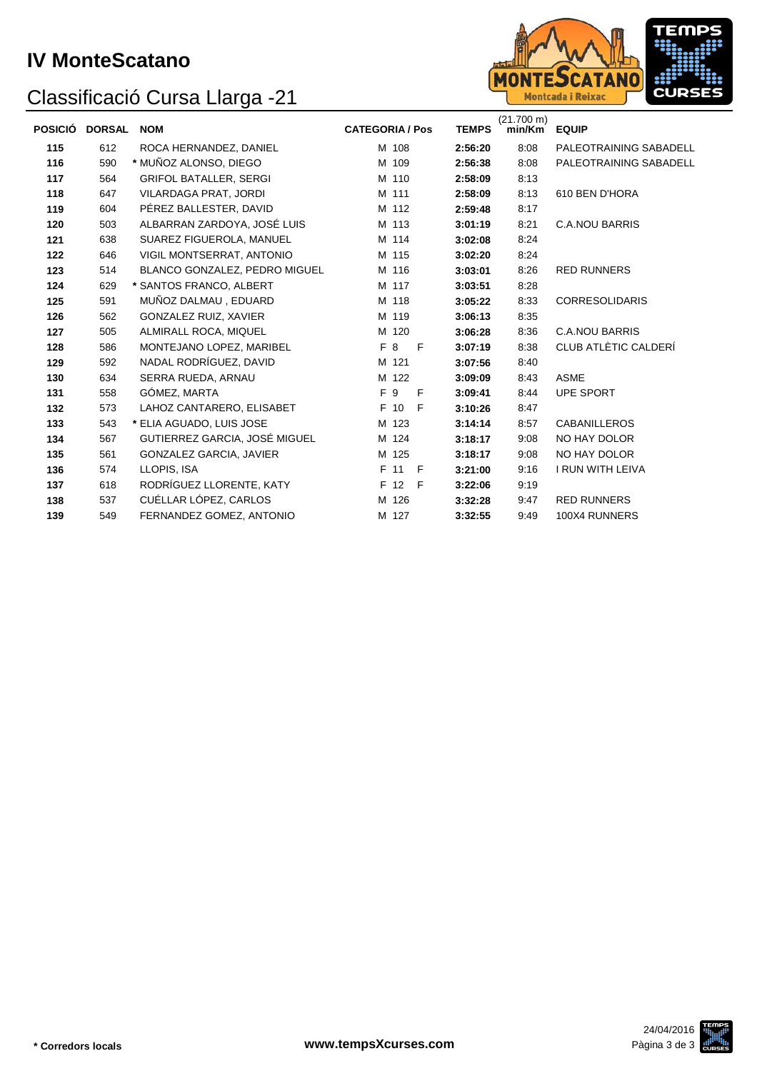# IV MonteScatano

## Classificació Cursa Llarga -21

| POSICIÓ | DORSAL | NOM | CATEGORIA / Pos | | TEMPS | (21.700 m) min/Km | EQUIP |
|---|---|---|---|---|---|---|---|
| 115 | 612 | ROCA HERNANDEZ, DANIEL | M 108 | | **2:56:20** | 8:08 | PALEOTRAINING SABADELL |
| 116 | 590 | * MUÑOZ ALONSO, DIEGO | M 109 | | **2:56:38** | 8:08 | PALEOTRAINING SABADELL |
| 117 | 564 | GRIFOL BATALLER, SERGI | M 110 | | **2:58:09** | 8:13 | |
| 118 | 647 | VILARDAGA PRAT, JORDI | M 111 | | **2:58:09** | 8:13 | 610 BEN D'HORA |
| 119 | 604 | PÉREZ BALLESTER, DAVID | M 112 | | **2:59:48** | 8:17 | |
| 120 | 503 | ALBARRAN ZARDOYA, JOSÉ LUIS | M 113 | | **3:01:19** | 8:21 | C.A.NOU BARRIS |
| 121 | 638 | SUAREZ FIGUEROLA, MANUEL | M 114 | | **3:02:08** | 8:24 | |
| 122 | 646 | VIGIL MONTSERRAT, ANTONIO | M 115 | | **3:02:20** | 8:24 | |
| 123 | 514 | BLANCO GONZALEZ, PEDRO MIGUEL | M 116 | | **3:03:01** | 8:26 | RED RUNNERS |
| 124 | 629 | * SANTOS FRANCO, ALBERT | M 117 | | **3:03:51** | 8:28 | |
| 125 | 591 | MUÑOZ DALMAU , EDUARD | M 118 | | **3:05:22** | 8:33 | CORRESOLIDARIS |
| 126 | 562 | GONZALEZ RUIZ, XAVIER | M 119 | | **3:06:13** | 8:35 | |
| 127 | 505 | ALMIRALL ROCA, MIQUEL | M 120 | | **3:06:28** | 8:36 | C.A.NOU BARRIS |
| 128 | 586 | MONTEJANO LOPEZ, MARIBEL | F 8 | F | **3:07:19** | 8:38 | CLUB ATLÈTIC CALDERÍ |
| 129 | 592 | NADAL RODRÍGUEZ, DAVID | M 121 | | **3:07:56** | 8:40 | |
| 130 | 634 | SERRA RUEDA, ARNAU | M 122 | | **3:09:09** | 8:43 | ASME |
| 131 | 558 | GÓMEZ, MARTA | F 9 | F | **3:09:41** | 8:44 | UPE SPORT |
| 132 | 573 | LAHOZ CANTARERO, ELISABET | F 10 | F | **3:10:26** | 8:47 | |
| 133 | 543 | * ELIA AGUADO, LUIS JOSE | M 123 | | **3:14:14** | 8:57 | CABANILLEROS |
| 134 | 567 | GUTIERREZ GARCIA, JOSÉ MIGUEL | M 124 | | **3:18:17** | 9:08 | NO HAY DOLOR |
| 135 | 561 | GONZALEZ GARCIA, JAVIER | M 125 | | **3:18:17** | 9:08 | NO HAY DOLOR |
| 136 | 574 | LLOPIS, ISA | F 11 | F | **3:21:00** | 9:16 | I RUN WITH LEIVA |
| 137 | 618 | RODRÍGUEZ LLORENTE, KATY | F 12 | F | **3:22:06** | 9:19 | |
| 138 | 537 | CUÉLLAR LÓPEZ, CARLOS | M 126 | | **3:32:28** | 9:47 | RED RUNNERS |
| 139 | 549 | FERNANDEZ GOMEZ, ANTONIO | M 127 | | **3:32:55** | 9:49 | 100X4 RUNNERS |

**\* Corredors locals**

**www.tempsXcurses.com**

24/04/2016